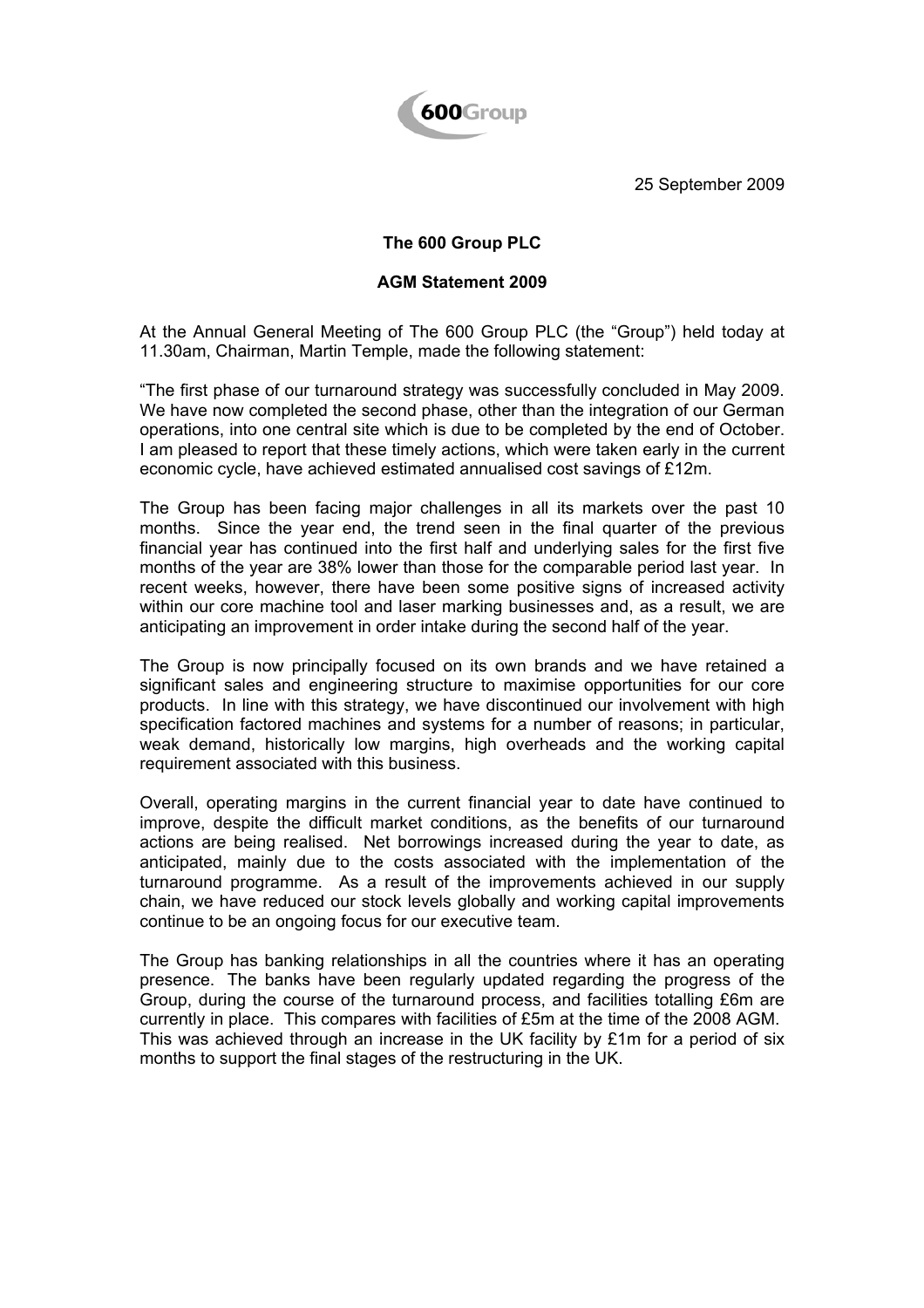25 September 2009

**The 600 Group PLC**

**AGM Statement 2009**

At the Annual General Meeting of The 600 Group PLC (the "Group") held today at 11.30am, Chairman, Martin Temple, made the following statement:

"The first phase of our turnaround strategy was successfully concluded in May 2009. We have now completed the second phase, other than the integration of our German operations, into one central site which is due to be completed by the end of October. I am pleased to report that these timely actions, which were taken early in the current economic cycle, have achieved estimated annualised cost savings of £12m.

The Group has been facing major challenges in all its markets over the past 10 months. Since the year end, the trend seen in the final quarter of the previous financial year has continued into the first half and underlying sales for the first five months of the year are 38% lower than those for the comparable period last year. In recent weeks, however, there have been some positive signs of increased activity within our core machine tool and laser marking businesses and, as a result, we are anticipating an improvement in order intake during the second half of the year.

The Group is now principally focused on its own brands and we have retained a significant sales and engineering structure to maximise opportunities for our core products. In line with this strategy, we have discontinued our involvement with high specification factored machines and systems for a number of reasons; in particular, weak demand, historically low margins, high overheads and the working capital requirement associated with this business.

Overall, operating margins in the current financial year to date have continued to improve, despite the difficult market conditions, as the benefits of our turnaround actions are being realised. Net borrowings increased during the year to date, as anticipated, mainly due to the costs associated with the implementation of the turnaround programme. As a result of the improvements achieved in our supply chain, we have reduced our stock levels globally and working capital improvements continue to be an ongoing focus for our executive team.

The Group has banking relationships in all the countries where it has an operating presence. The banks have been regularly updated regarding the progress of the Group, during the course of the turnaround process, and facilities totalling £6m are currently in place. This compares with facilities of £5m at the time of the 2008 AGM. This was achieved through an increase in the UK facility by £1m for a period of six months to support the final stages of the restructuring in the UK.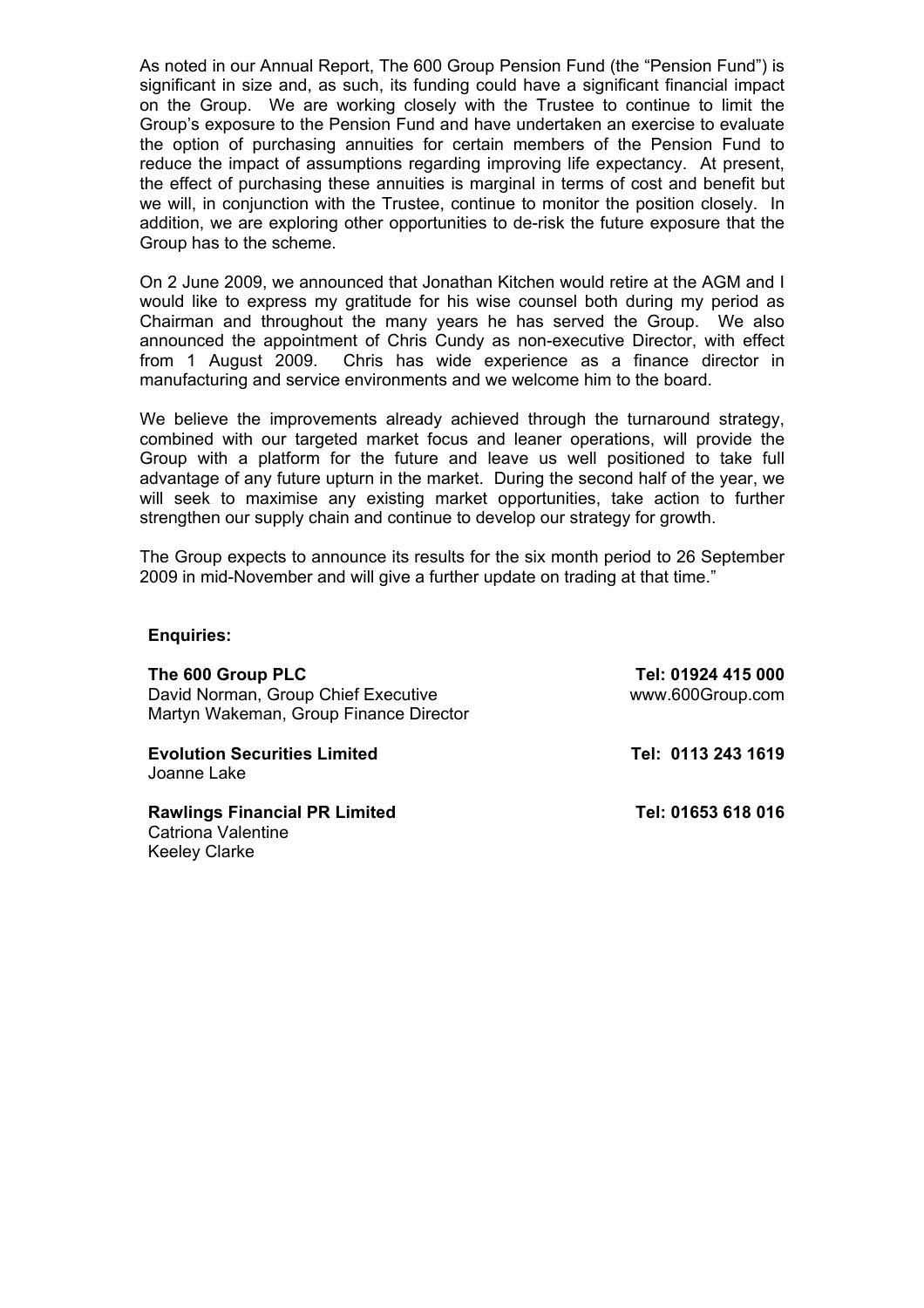As noted in our Annual Report, The 600 Group Pension Fund (the "Pension Fund") is significant in size and, as such, its funding could have a significant financial impact on the Group. We are working closely with the Trustee to continue to limit the Group's exposure to the Pension Fund and have undertaken an exercise to evaluate the option of purchasing annuities for certain members of the Pension Fund to reduce the impact of assumptions regarding improving life expectancy. At present, the effect of purchasing these annuities is marginal in terms of cost and benefit but we will, in conjunction with the Trustee, continue to monitor the position closely. In addition, we are exploring other opportunities to de-risk the future exposure that the Group has to the scheme.

On 2 June 2009, we announced that Jonathan Kitchen would retire at the AGM and I would like to express my gratitude for his wise counsel both during my period as Chairman and throughout the many years he has served the Group. We also announced the appointment of Chris Cundy as non-executive Director, with effect from 1 August 2009. Chris has wide experience as a finance director in manufacturing and service environments and we welcome him to the board.

We believe the improvements already achieved through the turnaround strategy, combined with our targeted market focus and leaner operations, will provide the Group with a platform for the future and leave us well positioned to take full advantage of any future upturn in the market. During the second half of the year, we will seek to maximise any existing market opportunities, take action to further strengthen our supply chain and continue to develop our strategy for growth.

The Group expects to announce its results for the six month period to 26 September 2009 in mid-November and will give a further update on trading at that time."

**Enquiries:**

| | |
|---|---|
| **The 600 Group PLC** | **Tel: 01924 415 000** |
| David Norman, Group Chief Executive | www.600Group.com |
| Martyn Wakeman, Group Finance Director | |
| **Evolution Securities Limited** | **Tel: 0113 243 1619** |
| Joanne Lake | |
| **Rawlings Financial PR Limited** | **Tel: 01653 618 016** |
| Catriona Valentine | |
| Keeley Clarke | |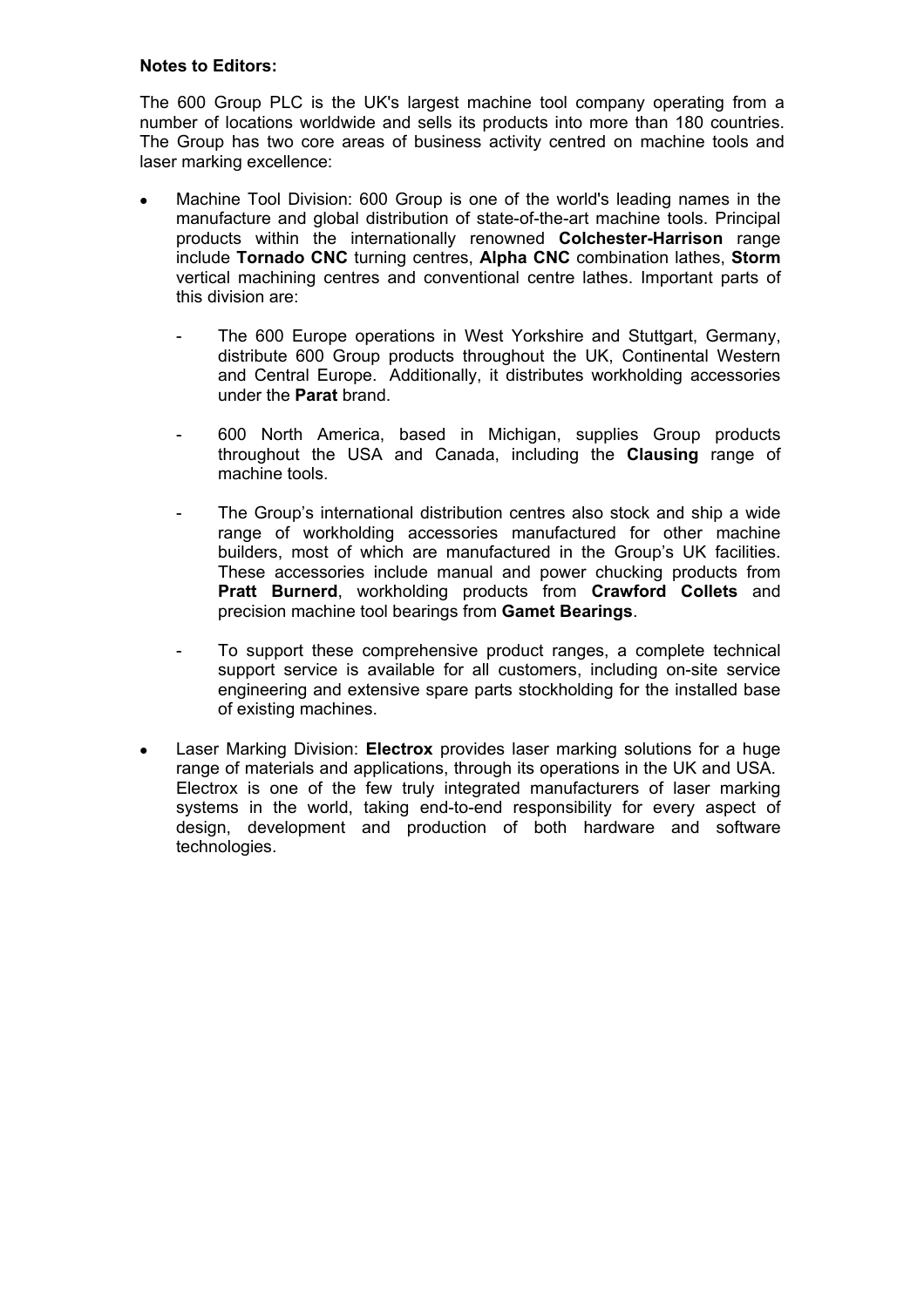**Notes to Editors:**

The 600 Group PLC is the UK's largest machine tool company operating from a number of locations worldwide and sells its products into more than 180 countries. The Group has two core areas of business activity centred on machine tools and laser marking excellence:

- Machine Tool Division: 600 Group is one of the world's leading names in the manufacture and global distribution of state-of-the-art machine tools. Principal products within the internationally renowned **Colchester-Harrison** range include **Tornado CNC** turning centres, **Alpha CNC** combination lathes, **Storm** vertical machining centres and conventional centre lathes. Important parts of this division are:

  - The 600 Europe operations in West Yorkshire and Stuttgart, Germany, distribute 600 Group products throughout the UK, Continental Western and Central Europe. Additionally, it distributes workholding accessories under the **Parat** brand.

  - 600 North America, based in Michigan, supplies Group products throughout the USA and Canada, including the **Clausing** range of machine tools.

  - The Group's international distribution centres also stock and ship a wide range of workholding accessories manufactured for other machine builders, most of which are manufactured in the Group's UK facilities. These accessories include manual and power chucking products from **Pratt Burnerd**, workholding products from **Crawford Collets** and precision machine tool bearings from **Gamet Bearings**.

  - To support these comprehensive product ranges, a complete technical support service is available for all customers, including on-site service engineering and extensive spare parts stockholding for the installed base of existing machines.

- Laser Marking Division: **Electrox** provides laser marking solutions for a huge range of materials and applications, through its operations in the UK and USA. Electrox is one of the few truly integrated manufacturers of laser marking systems in the world, taking end-to-end responsibility for every aspect of design, development and production of both hardware and software technologies.